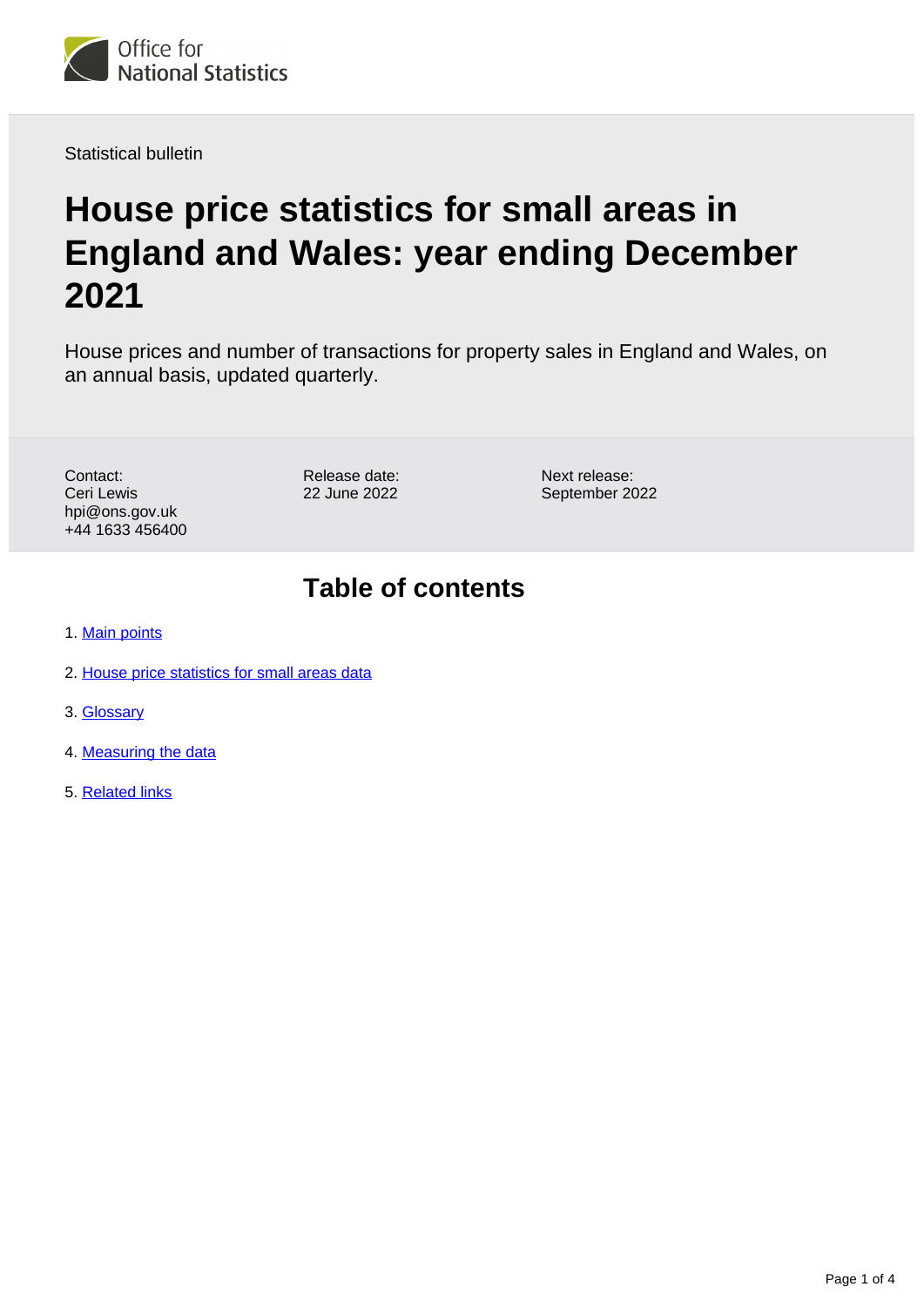Office for National Statistics

Statistical bulletin

# House price statistics for small areas in England and Wales: year ending December 2021

House prices and number of transactions for property sales in England and Wales, on an annual basis, updated quarterly.

Contact:
Ceri Lewis
hpi@ons.gov.uk
+44 1633 456400

Release date:
22 June 2022

Next release:
September 2022

## Table of contents

1. Main points
2. House price statistics for small areas data
3. Glossary
4. Measuring the data
5. Related links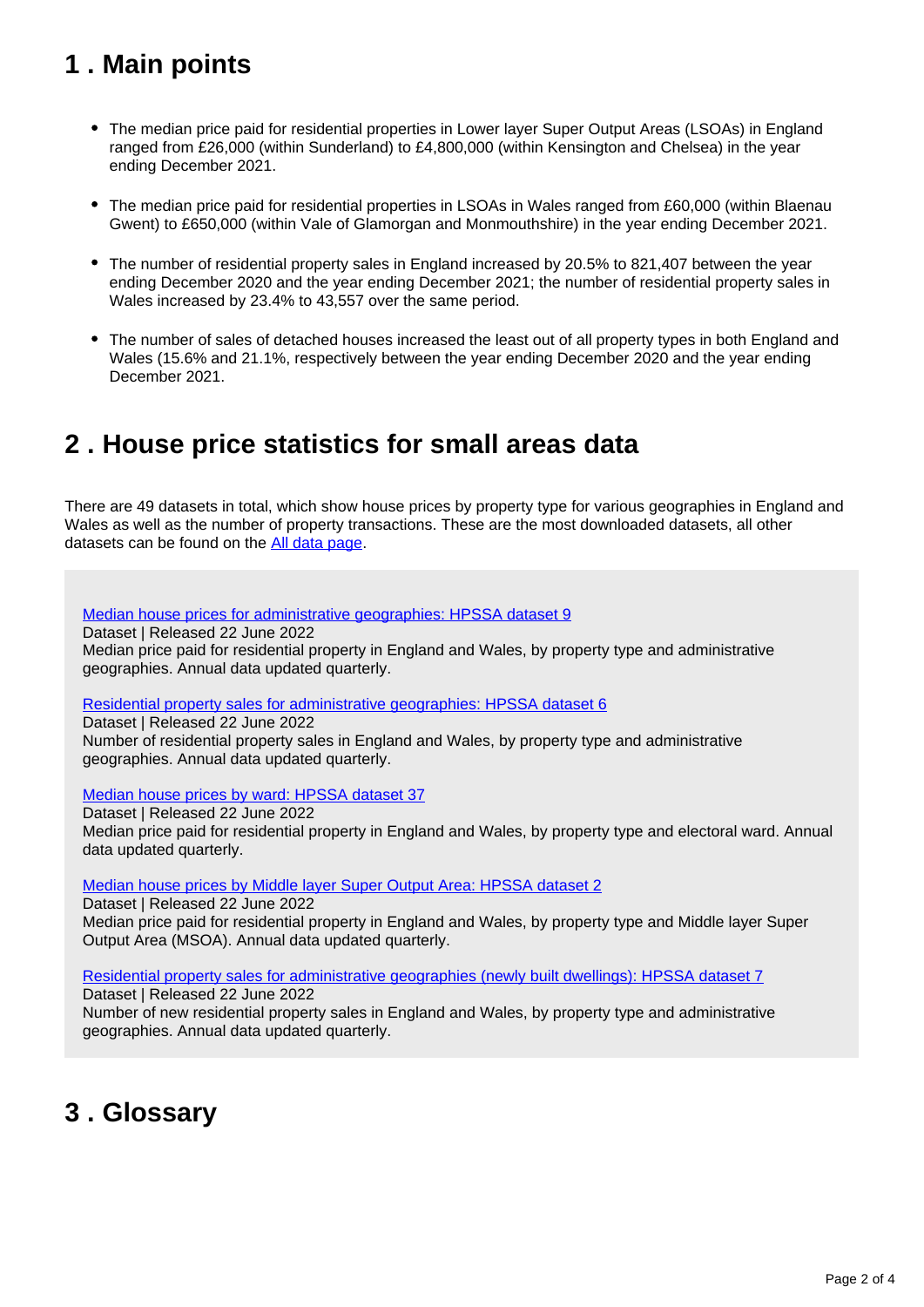## 1 . Main points

- The median price paid for residential properties in Lower layer Super Output Areas (LSOAs) in England ranged from £26,000 (within Sunderland) to £4,800,000 (within Kensington and Chelsea) in the year ending December 2021.

- The median price paid for residential properties in LSOAs in Wales ranged from £60,000 (within Blaenau Gwent) to £650,000 (within Vale of Glamorgan and Monmouthshire) in the year ending December 2021.

- The number of residential property sales in England increased by 20.5% to 821,407 between the year ending December 2020 and the year ending December 2021; the number of residential property sales in Wales increased by 23.4% to 43,557 over the same period.

- The number of sales of detached houses increased the least out of all property types in both England and Wales (15.6% and 21.1%, respectively between the year ending December 2020 and the year ending December 2021.

## 2 . House price statistics for small areas data

There are 49 datasets in total, which show house prices by property type for various geographies in England and Wales as well as the number of property transactions. These are the most downloaded datasets, all other datasets can be found on the All data page.

Median house prices for administrative geographies: HPSSA dataset 9
Dataset | Released 22 June 2022
Median price paid for residential property in England and Wales, by property type and administrative geographies. Annual data updated quarterly.

Residential property sales for administrative geographies: HPSSA dataset 6
Dataset | Released 22 June 2022
Number of residential property sales in England and Wales, by property type and administrative geographies. Annual data updated quarterly.

Median house prices by ward: HPSSA dataset 37
Dataset | Released 22 June 2022
Median price paid for residential property in England and Wales, by property type and electoral ward. Annual data updated quarterly.

Median house prices by Middle layer Super Output Area: HPSSA dataset 2
Dataset | Released 22 June 2022
Median price paid for residential property in England and Wales, by property type and Middle layer Super Output Area (MSOA). Annual data updated quarterly.

Residential property sales for administrative geographies (newly built dwellings): HPSSA dataset 7
Dataset | Released 22 June 2022
Number of new residential property sales in England and Wales, by property type and administrative geographies. Annual data updated quarterly.

## 3 . Glossary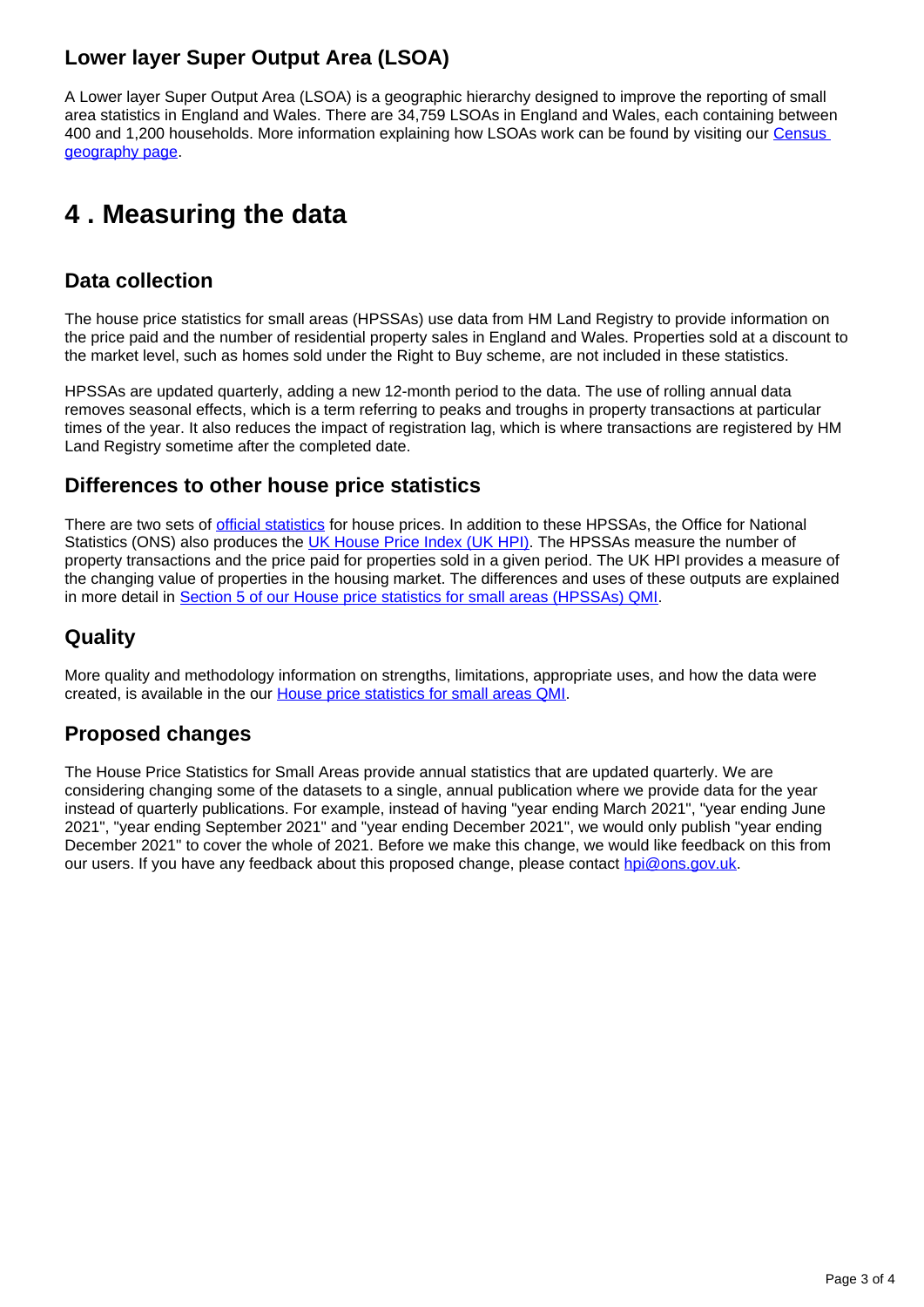### Lower layer Super Output Area (LSOA)

A Lower layer Super Output Area (LSOA) is a geographic hierarchy designed to improve the reporting of small area statistics in England and Wales. There are 34,759 LSOAs in England and Wales, each containing between 400 and 1,200 households. More information explaining how LSOAs work can be found by visiting our [Census geography page](#).

## 4 . Measuring the data

### Data collection

The house price statistics for small areas (HPSSAs) use data from HM Land Registry to provide information on the price paid and the number of residential property sales in England and Wales. Properties sold at a discount to the market level, such as homes sold under the Right to Buy scheme, are not included in these statistics.

HPSSAs are updated quarterly, adding a new 12-month period to the data. The use of rolling annual data removes seasonal effects, which is a term referring to peaks and troughs in property transactions at particular times of the year. It also reduces the impact of registration lag, which is where transactions are registered by HM Land Registry sometime after the completed date.

### Differences to other house price statistics

There are two sets of [official statistics](#) for house prices. In addition to these HPSSAs, the Office for National Statistics (ONS) also produces the [UK House Price Index (UK HPI)](#). The HPSSAs measure the number of property transactions and the price paid for properties sold in a given period. The UK HPI provides a measure of the changing value of properties in the housing market. The differences and uses of these outputs are explained in more detail in [Section 5 of our House price statistics for small areas (HPSSAs) QMI](#).

### Quality

More quality and methodology information on strengths, limitations, appropriate uses, and how the data were created, is available in the our [House price statistics for small areas QMI](#).

### Proposed changes

The House Price Statistics for Small Areas provide annual statistics that are updated quarterly. We are considering changing some of the datasets to a single, annual publication where we provide data for the year instead of quarterly publications. For example, instead of having "year ending March 2021", "year ending June 2021", "year ending September 2021" and "year ending December 2021", we would only publish "year ending December 2021" to cover the whole of 2021. Before we make this change, we would like feedback on this from our users. If you have any feedback about this proposed change, please contact [hpi@ons.gov.uk](mailto:hpi@ons.gov.uk).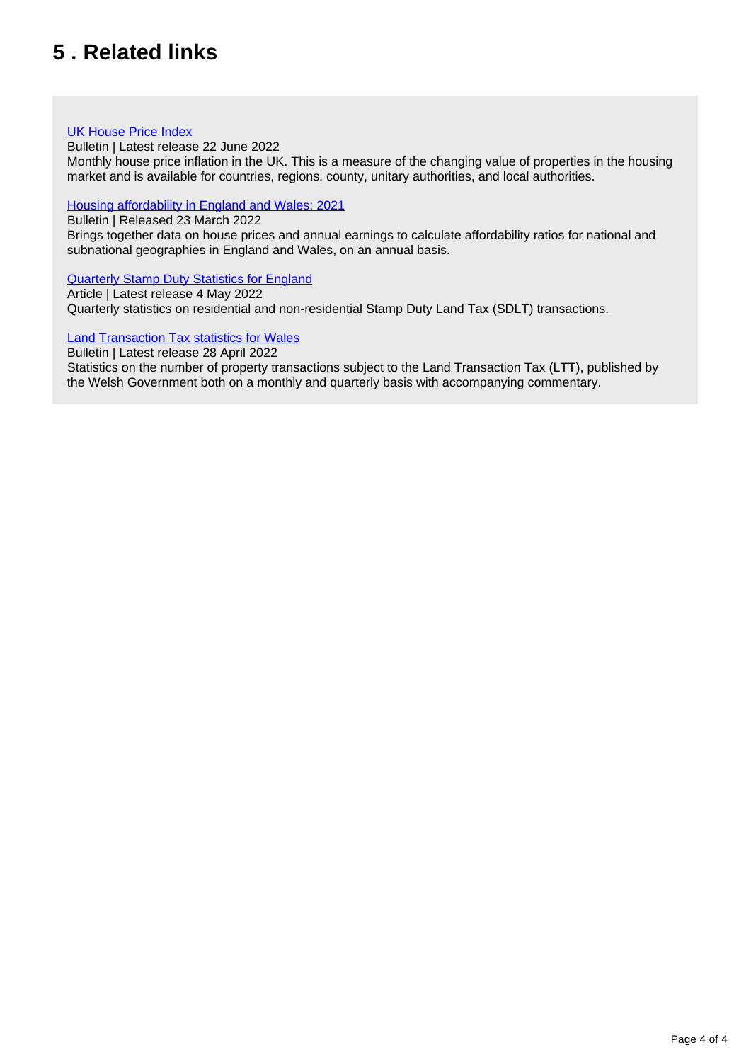## 5 . Related links

[UK House Price Index](#)
Bulletin | Latest release 22 June 2022
Monthly house price inflation in the UK. This is a measure of the changing value of properties in the housing market and is available for countries, regions, county, unitary authorities, and local authorities.

[Housing affordability in England and Wales: 2021](#)
Bulletin | Released 23 March 2022
Brings together data on house prices and annual earnings to calculate affordability ratios for national and subnational geographies in England and Wales, on an annual basis.

[Quarterly Stamp Duty Statistics for England](#)
Article | Latest release 4 May 2022
Quarterly statistics on residential and non-residential Stamp Duty Land Tax (SDLT) transactions.

[Land Transaction Tax statistics for Wales](#)
Bulletin | Latest release 28 April 2022
Statistics on the number of property transactions subject to the Land Transaction Tax (LTT), published by the Welsh Government both on a monthly and quarterly basis with accompanying commentary.